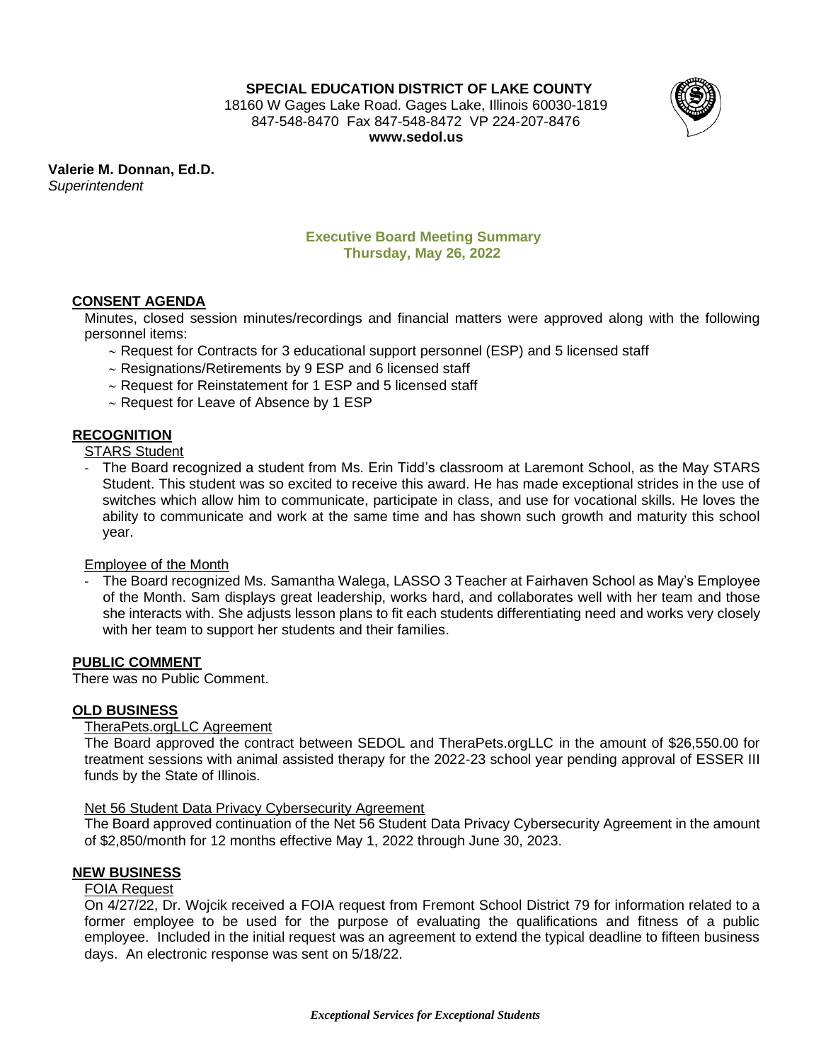**SPECIAL EDUCATION DISTRICT OF LAKE COUNTY**
18160 W Gages Lake Road. Gages Lake, Illinois 60030-1819
847-548-8470 Fax 847-548-8472 VP 224-207-8476
**www.sedol.us**

**Valerie M. Donnan, Ed.D.**
*Superintendent*

## Executive Board Meeting Summary
## Thursday, May 26, 2022

### CONSENT AGENDA

Minutes, closed session minutes/recordings and financial matters were approved along with the following personnel items:

- ~ Request for Contracts for 3 educational support personnel (ESP) and 5 licensed staff
- ~ Resignations/Retirements by 9 ESP and 6 licensed staff
- ~ Request for Reinstatement for 1 ESP and 5 licensed staff
- ~ Request for Leave of Absence by 1 ESP

### RECOGNITION

STARS Student

- The Board recognized a student from Ms. Erin Tidd's classroom at Laremont School, as the May STARS Student. This student was so excited to receive this award. He has made exceptional strides in the use of switches which allow him to communicate, participate in class, and use for vocational skills. He loves the ability to communicate and work at the same time and has shown such growth and maturity this school year.

Employee of the Month

- The Board recognized Ms. Samantha Walega, LASSO 3 Teacher at Fairhaven School as May's Employee of the Month. Sam displays great leadership, works hard, and collaborates well with her team and those she interacts with. She adjusts lesson plans to fit each students differentiating need and works very closely with her team to support her students and their families.

### PUBLIC COMMENT

There was no Public Comment.

### OLD BUSINESS

TheraPets.orgLLC Agreement

The Board approved the contract between SEDOL and TheraPets.orgLLC in the amount of $26,550.00 for treatment sessions with animal assisted therapy for the 2022-23 school year pending approval of ESSER III funds by the State of Illinois.

Net 56 Student Data Privacy Cybersecurity Agreement

The Board approved continuation of the Net 56 Student Data Privacy Cybersecurity Agreement in the amount of $2,850/month for 12 months effective May 1, 2022 through June 30, 2023.

### NEW BUSINESS

FOIA Request

On 4/27/22, Dr. Wojcik received a FOIA request from Fremont School District 79 for information related to a former employee to be used for the purpose of evaluating the qualifications and fitness of a public employee. Included in the initial request was an agreement to extend the typical deadline to fifteen business days. An electronic response was sent on 5/18/22.

*Exceptional Services for Exceptional Students*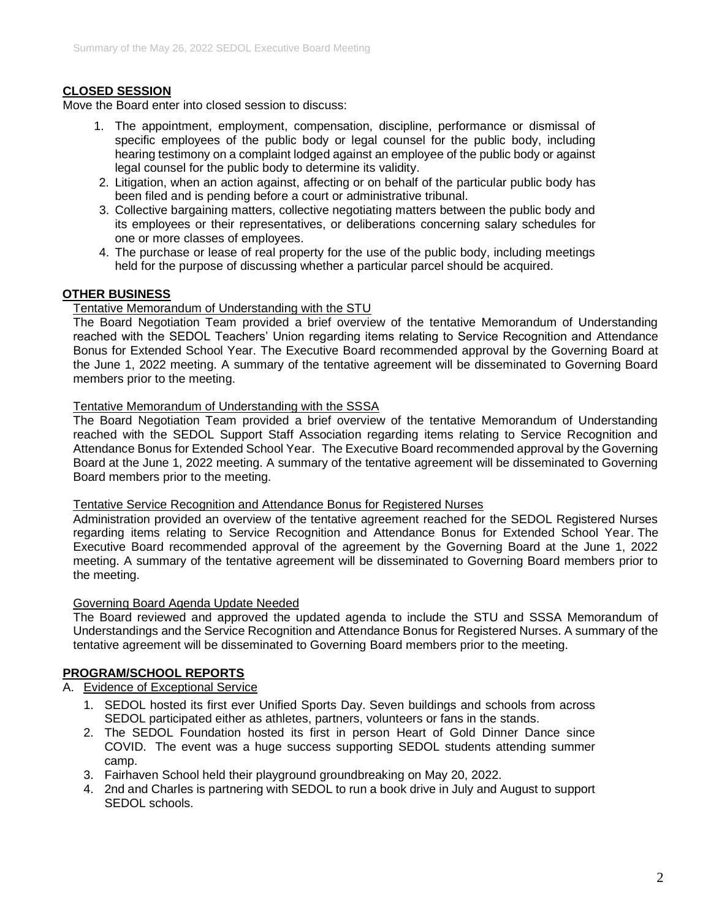## CLOSED SESSION

Move the Board enter into closed session to discuss:

1. The appointment, employment, compensation, discipline, performance or dismissal of specific employees of the public body or legal counsel for the public body, including hearing testimony on a complaint lodged against an employee of the public body or against legal counsel for the public body to determine its validity.
2. Litigation, when an action against, affecting or on behalf of the particular public body has been filed and is pending before a court or administrative tribunal.
3. Collective bargaining matters, collective negotiating matters between the public body and its employees or their representatives, or deliberations concerning salary schedules for one or more classes of employees.
4. The purchase or lease of real property for the use of the public body, including meetings held for the purpose of discussing whether a particular parcel should be acquired.

## OTHER BUSINESS

### Tentative Memorandum of Understanding with the STU

The Board Negotiation Team provided a brief overview of the tentative Memorandum of Understanding reached with the SEDOL Teachers' Union regarding items relating to Service Recognition and Attendance Bonus for Extended School Year. The Executive Board recommended approval by the Governing Board at the June 1, 2022 meeting. A summary of the tentative agreement will be disseminated to Governing Board members prior to the meeting.

### Tentative Memorandum of Understanding with the SSSA

The Board Negotiation Team provided a brief overview of the tentative Memorandum of Understanding reached with the SEDOL Support Staff Association regarding items relating to Service Recognition and Attendance Bonus for Extended School Year. The Executive Board recommended approval by the Governing Board at the June 1, 2022 meeting. A summary of the tentative agreement will be disseminated to Governing Board members prior to the meeting.

### Tentative Service Recognition and Attendance Bonus for Registered Nurses

Administration provided an overview of the tentative agreement reached for the SEDOL Registered Nurses regarding items relating to Service Recognition and Attendance Bonus for Extended School Year. The Executive Board recommended approval of the agreement by the Governing Board at the June 1, 2022 meeting. A summary of the tentative agreement will be disseminated to Governing Board members prior to the meeting.

### Governing Board Agenda Update Needed

The Board reviewed and approved the updated agenda to include the STU and SSSA Memorandum of Understandings and the Service Recognition and Attendance Bonus for Registered Nurses. A summary of the tentative agreement will be disseminated to Governing Board members prior to the meeting.

## PROGRAM/SCHOOL REPORTS

A. Evidence of Exceptional Service

1. SEDOL hosted its first ever Unified Sports Day. Seven buildings and schools from across SEDOL participated either as athletes, partners, volunteers or fans in the stands.
2. The SEDOL Foundation hosted its first in person Heart of Gold Dinner Dance since COVID. The event was a huge success supporting SEDOL students attending summer camp.
3. Fairhaven School held their playground groundbreaking on May 20, 2022.
4. 2nd and Charles is partnering with SEDOL to run a book drive in July and August to support SEDOL schools.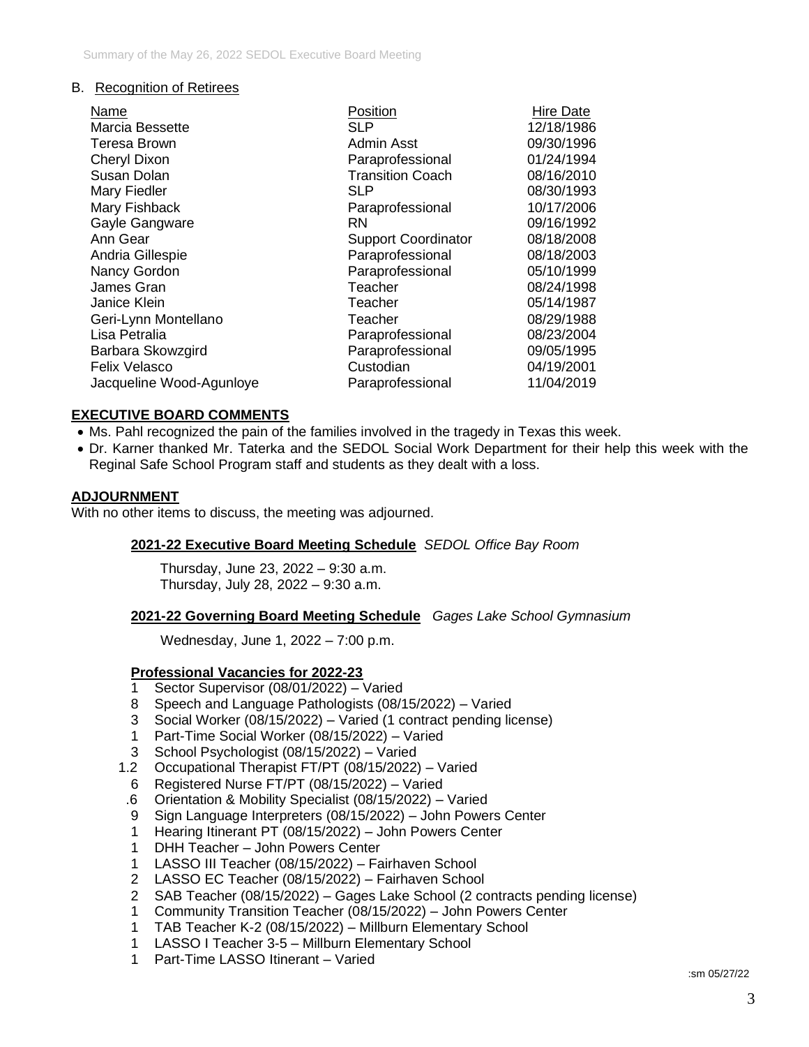B. Recognition of Retirees

| Name | Position | Hire Date |
|---|---|---|
| Marcia Bessette | SLP | 12/18/1986 |
| Teresa Brown | Admin Asst | 09/30/1996 |
| Cheryl Dixon | Paraprofessional | 01/24/1994 |
| Susan Dolan | Transition Coach | 08/16/2010 |
| Mary Fiedler | SLP | 08/30/1993 |
| Mary Fishback | Paraprofessional | 10/17/2006 |
| Gayle Gangware | RN | 09/16/1992 |
| Ann Gear | Support Coordinator | 08/18/2008 |
| Andria Gillespie | Paraprofessional | 08/18/2003 |
| Nancy Gordon | Paraprofessional | 05/10/1999 |
| James Gran | Teacher | 08/24/1998 |
| Janice Klein | Teacher | 05/14/1987 |
| Geri-Lynn Montellano | Teacher | 08/29/1988 |
| Lisa Petralia | Paraprofessional | 08/23/2004 |
| Barbara Skowzgird | Paraprofessional | 09/05/1995 |
| Felix Velasco | Custodian | 04/19/2001 |
| Jacqueline Wood-Agunloye | Paraprofessional | 11/04/2019 |

**EXECUTIVE BOARD COMMENTS**

- Ms. Pahl recognized the pain of the families involved in the tragedy in Texas this week.
- Dr. Karner thanked Mr. Taterka and the SEDOL Social Work Department for their help this week with the Reginal Safe School Program staff and students as they dealt with a loss.

**ADJOURNMENT**

With no other items to discuss, the meeting was adjourned.

**2021-22 Executive Board Meeting Schedule** *SEDOL Office Bay Room*

Thursday, June 23, 2022 – 9:30 a.m.
Thursday, July 28, 2022 – 9:30 a.m.

**2021-22 Governing Board Meeting Schedule** *Gages Lake School Gymnasium*

Wednesday, June 1, 2022 – 7:00 p.m.

**Professional Vacancies for 2022-23**

1 Sector Supervisor (08/01/2022) – Varied
8 Speech and Language Pathologists (08/15/2022) – Varied
3 Social Worker (08/15/2022) – Varied (1 contract pending license)
1 Part-Time Social Worker (08/15/2022) – Varied
3 School Psychologist (08/15/2022) – Varied
1.2 Occupational Therapist FT/PT (08/15/2022) – Varied
6 Registered Nurse FT/PT (08/15/2022) – Varied
.6 Orientation & Mobility Specialist (08/15/2022) – Varied
9 Sign Language Interpreters (08/15/2022) – John Powers Center
1 Hearing Itinerant PT (08/15/2022) – John Powers Center
1 DHH Teacher – John Powers Center
1 LASSO III Teacher (08/15/2022) – Fairhaven School
2 LASSO EC Teacher (08/15/2022) – Fairhaven School
2 SAB Teacher (08/15/2022) – Gages Lake School (2 contracts pending license)
1 Community Transition Teacher (08/15/2022) – John Powers Center
1 TAB Teacher K-2 (08/15/2022) – Millburn Elementary School
1 LASSO I Teacher 3-5 – Millburn Elementary School
1 Part-Time LASSO Itinerant – Varied

:sm 05/27/22